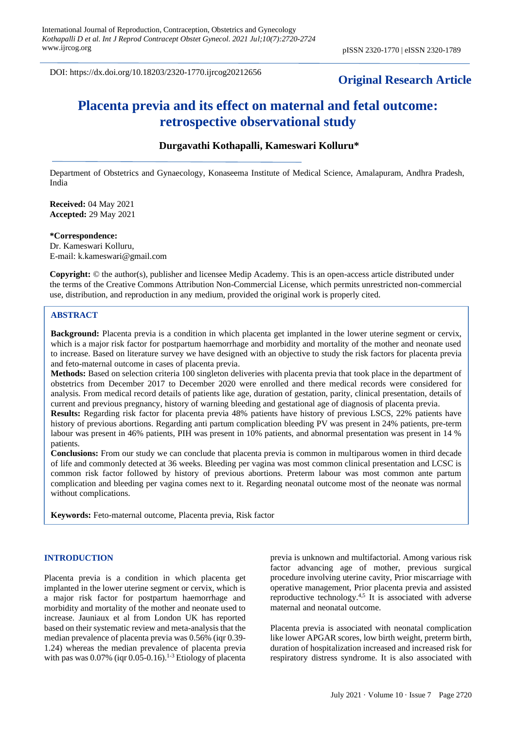DOI: https://dx.doi.org/10.18203/2320-1770.ijrcog20212656

**Original Research Article**

# Placenta previa and its effect on maternal and fetal outcome: retrospective observational study

**Durgavathi Kothapalli, Kameswari Kolluru***

Department of Obstetrics and Gynaecology, Konaseema Institute of Medical Science, Amalapuram, Andhra Pradesh, India

**Received:** 04 May 2021
**Accepted:** 29 May 2021

***Correspondence:**
Dr. Kameswari Kolluru,
E-mail: k.kameswari@gmail.com

**Copyright:** © the author(s), publisher and licensee Medip Academy. This is an open-access article distributed under the terms of the Creative Commons Attribution Non-Commercial License, which permits unrestricted non-commercial use, distribution, and reproduction in any medium, provided the original work is properly cited.

## ABSTRACT

**Background:** Placenta previa is a condition in which placenta get implanted in the lower uterine segment or cervix, which is a major risk factor for postpartum haemorrhage and morbidity and mortality of the mother and neonate used to increase. Based on literature survey we have designed with an objective to study the risk factors for placenta previa and feto-maternal outcome in cases of placenta previa.

**Methods:** Based on selection criteria 100 singleton deliveries with placenta previa that took place in the department of obstetrics from December 2017 to December 2020 were enrolled and there medical records were considered for analysis. From medical record details of patients like age, duration of gestation, parity, clinical presentation, details of current and previous pregnancy, history of warning bleeding and gestational age of diagnosis of placenta previa.

**Results:** Regarding risk factor for placenta previa 48% patients have history of previous LSCS, 22% patients have history of previous abortions. Regarding anti partum complication bleeding PV was present in 24% patients, pre-term labour was present in 46% patients, PIH was present in 10% patients, and abnormal presentation was present in 14 % patients.

**Conclusions:** From our study we can conclude that placenta previa is common in multiparous women in third decade of life and commonly detected at 36 weeks. Bleeding per vagina was most common clinical presentation and LCSC is common risk factor followed by history of previous abortions. Preterm labour was most common ante partum complication and bleeding per vagina comes next to it. Regarding neonatal outcome most of the neonate was normal without complications.

**Keywords:** Feto-maternal outcome, Placenta previa, Risk factor

## INTRODUCTION

Placenta previa is a condition in which placenta get implanted in the lower uterine segment or cervix, which is a major risk factor for postpartum haemorrhage and morbidity and mortality of the mother and neonate used to increase. Jauniaux et al from London UK has reported based on their systematic review and meta-analysis that the median prevalence of placenta previa was 0.56% (iqr 0.39-1.24) whereas the median prevalence of placenta previa with pas was 0.07% (iqr 0.05-0.16).[1-3] Etiology of placenta previa is unknown and multifactorial. Among various risk factor advancing age of mother, previous surgical procedure involving uterine cavity, Prior miscarriage with operative management, Prior placenta previa and assisted reproductive technology.[4,5] It is associated with adverse maternal and neonatal outcome.

Placenta previa is associated with neonatal complication like lower APGAR scores, low birth weight, preterm birth, duration of hospitalization increased and increased risk for respiratory distress syndrome. It is also associated with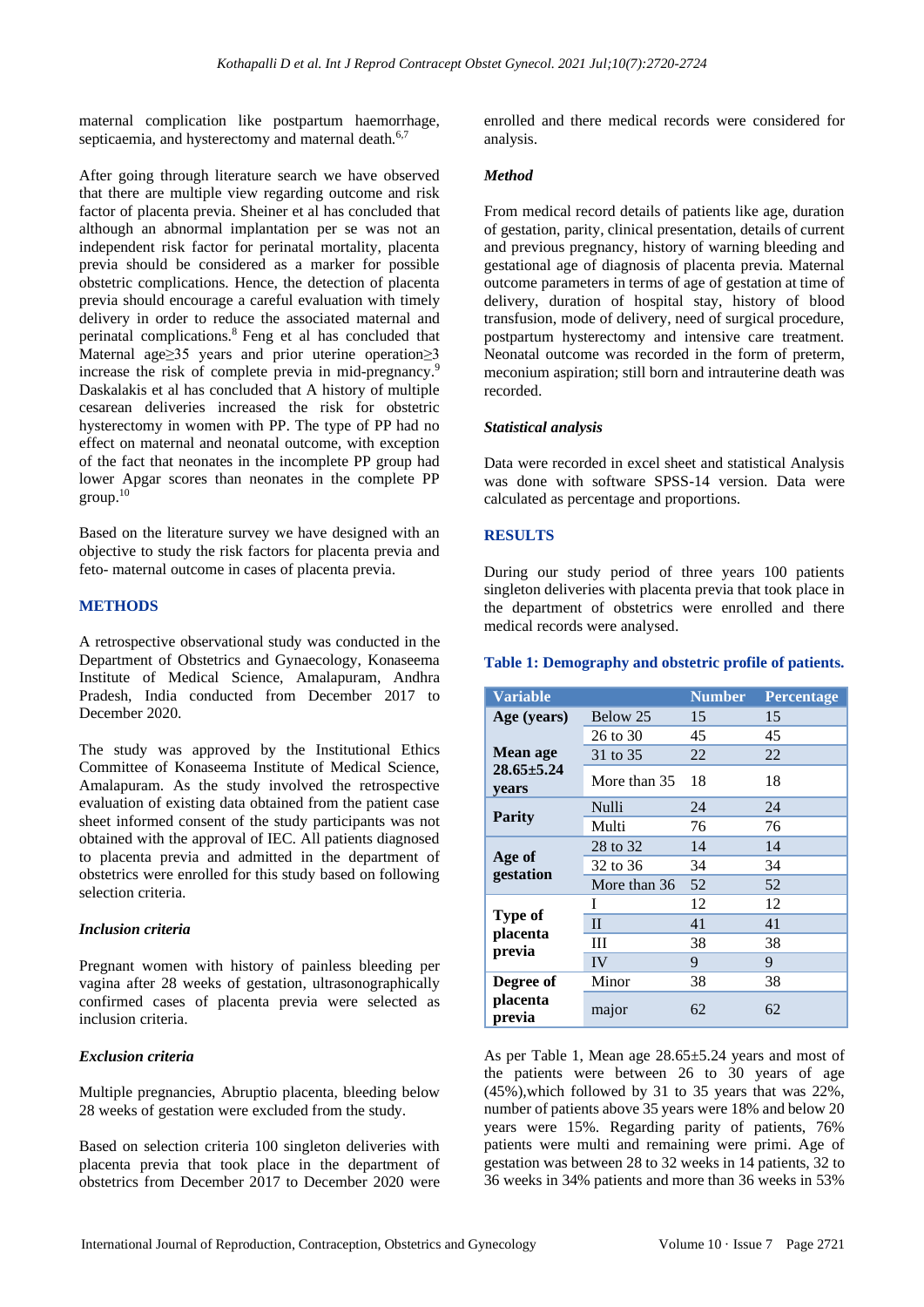maternal complication like postpartum haemorrhage, septicaemia, and hysterectomy and maternal death.[6,7]

After going through literature search we have observed that there are multiple view regarding outcome and risk factor of placenta previa. Sheiner et al has concluded that although an abnormal implantation per se was not an independent risk factor for perinatal mortality, placenta previa should be considered as a marker for possible obstetric complications. Hence, the detection of placenta previa should encourage a careful evaluation with timely delivery in order to reduce the associated maternal and perinatal complications.[8] Feng et al has concluded that Maternal age≥35 years and prior uterine operation≥3 increase the risk of complete previa in mid-pregnancy.[9] Daskalakis et al has concluded that A history of multiple cesarean deliveries increased the risk for obstetric hysterectomy in women with PP. The type of PP had no effect on maternal and neonatal outcome, with exception of the fact that neonates in the incomplete PP group had lower Apgar scores than neonates in the complete PP group.[10]

Based on the literature survey we have designed with an objective to study the risk factors for placenta previa and feto- maternal outcome in cases of placenta previa.

## METHODS

A retrospective observational study was conducted in the Department of Obstetrics and Gynaecology, Konaseema Institute of Medical Science, Amalapuram, Andhra Pradesh, India conducted from December 2017 to December 2020.

The study was approved by the Institutional Ethics Committee of Konaseema Institute of Medical Science, Amalapuram. As the study involved the retrospective evaluation of existing data obtained from the patient case sheet informed consent of the study participants was not obtained with the approval of IEC. All patients diagnosed to placenta previa and admitted in the department of obstetrics were enrolled for this study based on following selection criteria.

### *Inclusion criteria*

Pregnant women with history of painless bleeding per vagina after 28 weeks of gestation, ultrasonographically confirmed cases of placenta previa were selected as inclusion criteria.

### *Exclusion criteria*

Multiple pregnancies, Abruptio placenta, bleeding below 28 weeks of gestation were excluded from the study.

Based on selection criteria 100 singleton deliveries with placenta previa that took place in the department of obstetrics from December 2017 to December 2020 were enrolled and there medical records were considered for analysis.

### *Method*

From medical record details of patients like age, duration of gestation, parity, clinical presentation, details of current and previous pregnancy, history of warning bleeding and gestational age of diagnosis of placenta previa. Maternal outcome parameters in terms of age of gestation at time of delivery, duration of hospital stay, history of blood transfusion, mode of delivery, need of surgical procedure, postpartum hysterectomy and intensive care treatment. Neonatal outcome was recorded in the form of preterm, meconium aspiration; still born and intrauterine death was recorded.

### *Statistical analysis*

Data were recorded in excel sheet and statistical Analysis was done with software SPSS-14 version. Data were calculated as percentage and proportions.

## RESULTS

During our study period of three years 100 patients singleton deliveries with placenta previa that took place in the department of obstetrics were enrolled and there medical records were analysed.

**Table 1: Demography and obstetric profile of patients.**

| Variable | | Number | Percentage |
|---|---|---|---|
| **Age (years)** | Below 25 | 15 | 15 |
| | 26 to 30 | 45 | 45 |
| **Mean age 28.65±5.24 years** | 31 to 35 | 22 | 22 |
| | More than 35 | 18 | 18 |
| **Parity** | Nulli | 24 | 24 |
| | Multi | 76 | 76 |
| **Age of gestation** | 28 to 32 | 14 | 14 |
| | 32 to 36 | 34 | 34 |
| | More than 36 | 52 | 52 |
| **Type of placenta previa** | I | 12 | 12 |
| | II | 41 | 41 |
| | III | 38 | 38 |
| | IV | 9 | 9 |
| **Degree of placenta previa** | Minor | 38 | 38 |
| | major | 62 | 62 |

As per Table 1, Mean age 28.65±5.24 years and most of the patients were between 26 to 30 years of age (45%),which followed by 31 to 35 years that was 22%, number of patients above 35 years were 18% and below 20 years were 15%. Regarding parity of patients, 76% patients were multi and remaining were primi. Age of gestation was between 28 to 32 weeks in 14 patients, 32 to 36 weeks in 34% patients and more than 36 weeks in 53%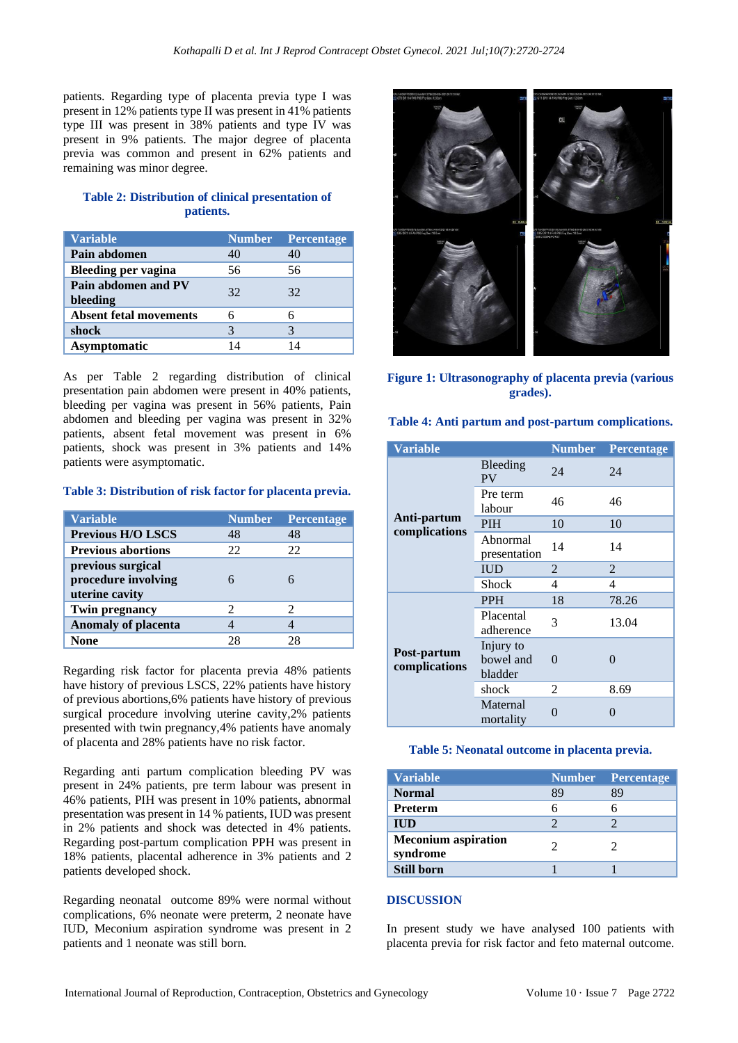patients. Regarding type of placenta previa type I was present in 12% patients type II was present in 41% patients type III was present in 38% patients and type IV was present in 9% patients. The major degree of placenta previa was common and present in 62% patients and remaining was minor degree.

**Table 2: Distribution of clinical presentation of patients.**

| Variable | Number | Percentage |
|---|---|---|
| **Pain abdomen** | 40 | 40 |
| **Bleeding per vagina** | 56 | 56 |
| **Pain abdomen and PV bleeding** | 32 | 32 |
| **Absent fetal movements** | 6 | 6 |
| **shock** | 3 | 3 |
| **Asymptomatic** | 14 | 14 |

As per Table 2 regarding distribution of clinical presentation pain abdomen were present in 40% patients, bleeding per vagina was present in 56% patients, Pain abdomen and bleeding per vagina was present in 32% patients, absent fetal movement was present in 6% patients, shock was present in 3% patients and 14% patients were asymptomatic.

**Table 3: Distribution of risk factor for placenta previa.**

| Variable | Number | Percentage |
|---|---|---|
| **Previous H/O LSCS** | 48 | 48 |
| **Previous abortions** | 22 | 22 |
| **previous surgical procedure involving uterine cavity** | 6 | 6 |
| **Twin pregnancy** | 2 | 2 |
| **Anomaly of placenta** | 4 | 4 |
| **None** | 28 | 28 |

Regarding risk factor for placenta previa 48% patients have history of previous LSCS, 22% patients have history of previous abortions,6% patients have history of previous surgical procedure involving uterine cavity,2% patients presented with twin pregnancy,4% patients have anomaly of placenta and 28% patients have no risk factor.

Regarding anti partum complication bleeding PV was present in 24% patients, pre term labour was present in 46% patients, PIH was present in 10% patients, abnormal presentation was present in 14 % patients, IUD was present in 2% patients and shock was detected in 4% patients. Regarding post-partum complication PPH was present in 18% patients, placental adherence in 3% patients and 2 patients developed shock.

Regarding neonatal outcome 89% were normal without complications, 6% neonate were preterm, 2 neonate have IUD, Meconium aspiration syndrome was present in 2 patients and 1 neonate was still born.

**Figure 1: Ultrasonography of placenta previa (various grades).**

**Table 4: Anti partum and post-partum complications.**

| Variable | | Number | Percentage |
|---|---|---|---|
| **Anti-partum complications** | Bleeding PV | 24 | 24 |
| | Pre term labour | 46 | 46 |
| | PIH | 10 | 10 |
| | Abnormal presentation | 14 | 14 |
| | IUD | 2 | 2 |
| | Shock | 4 | 4 |
| **Post-partum complications** | PPH | 18 | 78.26 |
| | Placental adherence | 3 | 13.04 |
| | Injury to bowel and bladder | 0 | 0 |
| | shock | 2 | 8.69 |
| | Maternal mortality | 0 | 0 |

**Table 5: Neonatal outcome in placenta previa.**

| Variable | Number | Percentage |
|---|---|---|
| **Normal** | 89 | 89 |
| **Preterm** | 6 | 6 |
| **IUD** | 2 | 2 |
| **Meconium aspiration syndrome** | 2 | 2 |
| **Still born** | 1 | 1 |

## DISCUSSION

In present study we have analysed 100 patients with placenta previa for risk factor and feto maternal outcome.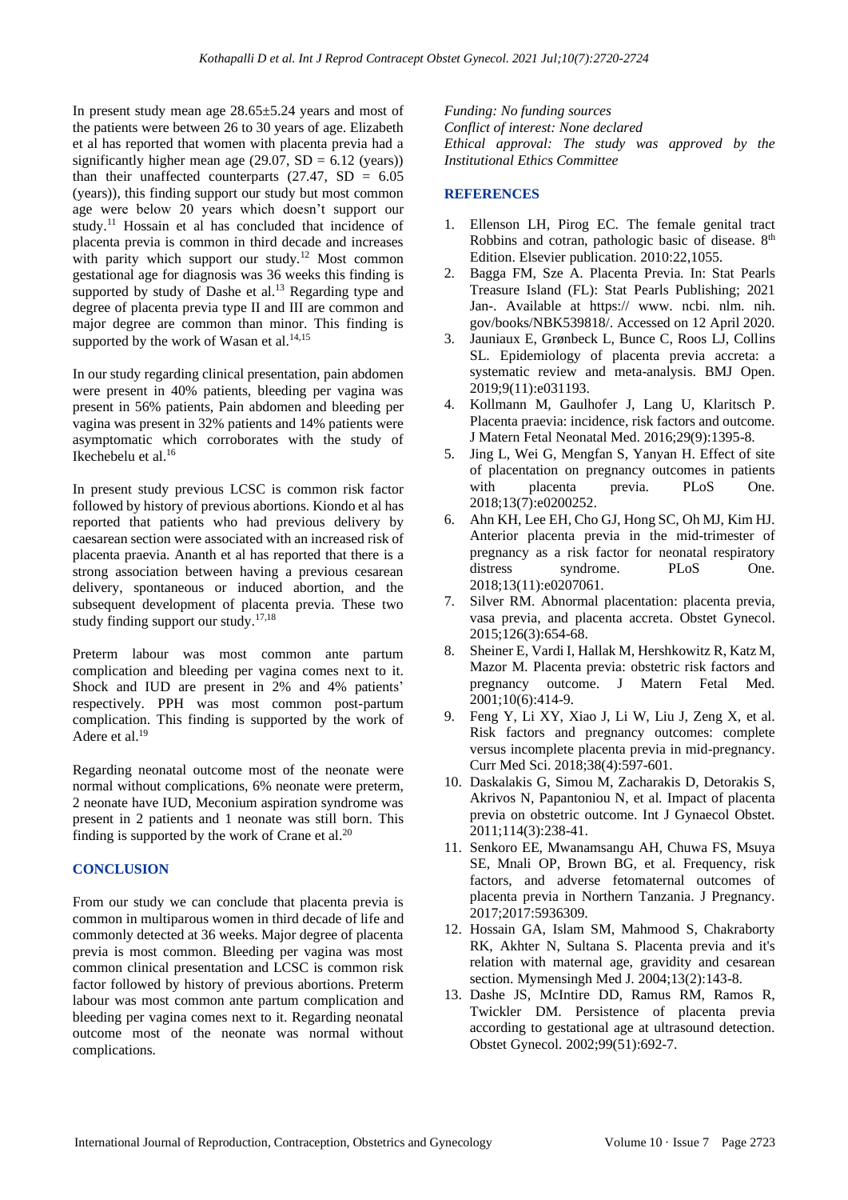In present study mean age 28.65±5.24 years and most of the patients were between 26 to 30 years of age. Elizabeth et al has reported that women with placenta previa had a significantly higher mean age (29.07, SD = 6.12 (years)) than their unaffected counterparts (27.47, SD = 6.05 (years)), this finding support our study but most common age were below 20 years which doesn't support our study.[11] Hossain et al has concluded that incidence of placenta previa is common in third decade and increases with parity which support our study.[12] Most common gestational age for diagnosis was 36 weeks this finding is supported by study of Dashe et al.[13] Regarding type and degree of placenta previa type II and III are common and major degree are common than minor. This finding is supported by the work of Wasan et al.[14,15]

In our study regarding clinical presentation, pain abdomen were present in 40% patients, bleeding per vagina was present in 56% patients, Pain abdomen and bleeding per vagina was present in 32% patients and 14% patients were asymptomatic which corroborates with the study of Ikechebelu et al.[16]

In present study previous LCSC is common risk factor followed by history of previous abortions. Kiondo et al has reported that patients who had previous delivery by caesarean section were associated with an increased risk of placenta praevia. Ananth et al has reported that there is a strong association between having a previous cesarean delivery, spontaneous or induced abortion, and the subsequent development of placenta previa. These two study finding support our study.[17,18]

Preterm labour was most common ante partum complication and bleeding per vagina comes next to it. Shock and IUD are present in 2% and 4% patients' respectively. PPH was most common post-partum complication. This finding is supported by the work of Adere et al.[19]

Regarding neonatal outcome most of the neonate were normal without complications, 6% neonate were preterm, 2 neonate have IUD, Meconium aspiration syndrome was present in 2 patients and 1 neonate was still born. This finding is supported by the work of Crane et al.[20]

## CONCLUSION

From our study we can conclude that placenta previa is common in multiparous women in third decade of life and commonly detected at 36 weeks. Major degree of placenta previa is most common. Bleeding per vagina was most common clinical presentation and LCSC is common risk factor followed by history of previous abortions. Preterm labour was most common ante partum complication and bleeding per vagina comes next to it. Regarding neonatal outcome most of the neonate was normal without complications.

*Funding: No funding sources*
*Conflict of interest: None declared*
*Ethical approval: The study was approved by the Institutional Ethics Committee*

## REFERENCES

1. Ellenson LH, Pirog EC. The female genital tract Robbins and cotran, pathologic basic of disease. 8th Edition. Elsevier publication. 2010:22,1055.
2. Bagga FM, Sze A. Placenta Previa. In: Stat Pearls Treasure Island (FL): Stat Pearls Publishing; 2021 Jan-. Available at https:// www. ncbi. nlm. nih. gov/books/NBK539818/. Accessed on 12 April 2020.
3. Jauniaux E, Grønbeck L, Bunce C, Roos LJ, Collins SL. Epidemiology of placenta previa accreta: a systematic review and meta-analysis. BMJ Open. 2019;9(11):e031193.
4. Kollmann M, Gaulhofer J, Lang U, Klaritsch P. Placenta praevia: incidence, risk factors and outcome. J Matern Fetal Neonatal Med. 2016;29(9):1395-8.
5. Jing L, Wei G, Mengfan S, Yanyan H. Effect of site of placentation on pregnancy outcomes in patients with placenta previa. PLoS One. 2018;13(7):e0200252.
6. Ahn KH, Lee EH, Cho GJ, Hong SC, Oh MJ, Kim HJ. Anterior placenta previa in the mid-trimester of pregnancy as a risk factor for neonatal respiratory distress syndrome. PLoS One. 2018;13(11):e0207061.
7. Silver RM. Abnormal placentation: placenta previa, vasa previa, and placenta accreta. Obstet Gynecol. 2015;126(3):654-68.
8. Sheiner E, Vardi I, Hallak M, Hershkowitz R, Katz M, Mazor M. Placenta previa: obstetric risk factors and pregnancy outcome. J Matern Fetal Med. 2001;10(6):414-9.
9. Feng Y, Li XY, Xiao J, Li W, Liu J, Zeng X, et al. Risk factors and pregnancy outcomes: complete versus incomplete placenta previa in mid-pregnancy. Curr Med Sci. 2018;38(4):597-601.
10. Daskalakis G, Simou M, Zacharakis D, Detorakis S, Akrivos N, Papantoniou N, et al. Impact of placenta previa on obstetric outcome. Int J Gynaecol Obstet. 2011;114(3):238-41.
11. Senkoro EE, Mwanamsangu AH, Chuwa FS, Msuya SE, Mnali OP, Brown BG, et al. Frequency, risk factors, and adverse fetomaternal outcomes of placenta previa in Northern Tanzania. J Pregnancy. 2017;2017:5936309.
12. Hossain GA, Islam SM, Mahmood S, Chakraborty RK, Akhter N, Sultana S. Placenta previa and it's relation with maternal age, gravidity and cesarean section. Mymensingh Med J. 2004;13(2):143-8.
13. Dashe JS, McIntire DD, Ramus RM, Ramos R, Twickler DM. Persistence of placenta previa according to gestational age at ultrasound detection. Obstet Gynecol. 2002;99(51):692-7.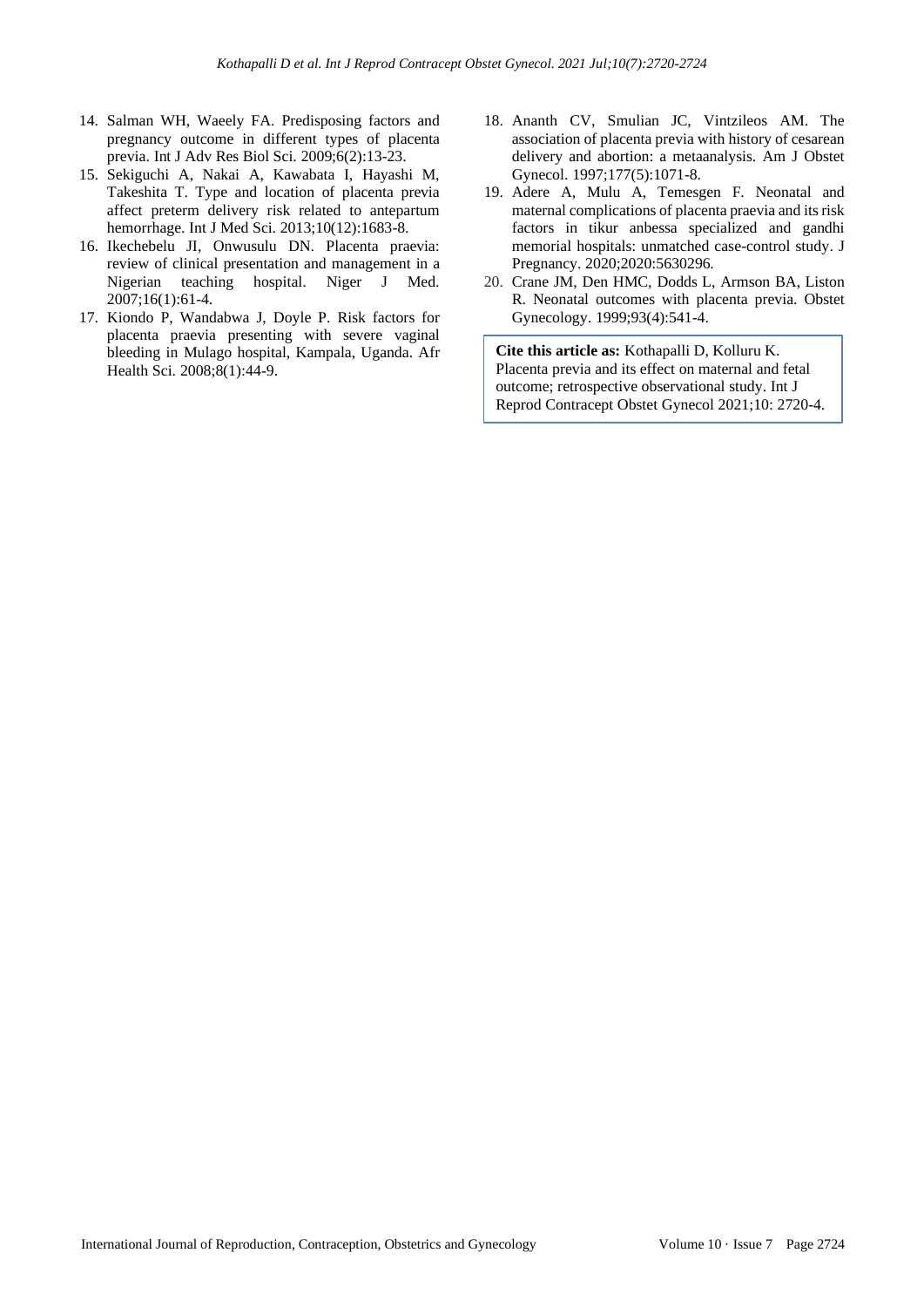14. Salman WH, Waeely FA. Predisposing factors and pregnancy outcome in different types of placenta previa. Int J Adv Res Biol Sci. 2009;6(2):13-23.
15. Sekiguchi A, Nakai A, Kawabata I, Hayashi M, Takeshita T. Type and location of placenta previa affect preterm delivery risk related to antepartum hemorrhage. Int J Med Sci. 2013;10(12):1683-8.
16. Ikechebelu JI, Onwusulu DN. Placenta praevia: review of clinical presentation and management in a Nigerian teaching hospital. Niger J Med. 2007;16(1):61-4.
17. Kiondo P, Wandabwa J, Doyle P. Risk factors for placenta praevia presenting with severe vaginal bleeding in Mulago hospital, Kampala, Uganda. Afr Health Sci. 2008;8(1):44-9.
18. Ananth CV, Smulian JC, Vintzileos AM. The association of placenta previa with history of cesarean delivery and abortion: a metaanalysis. Am J Obstet Gynecol. 1997;177(5):1071-8.
19. Adere A, Mulu A, Temesgen F. Neonatal and maternal complications of placenta praevia and its risk factors in tikur anbessa specialized and gandhi memorial hospitals: unmatched case-control study. J Pregnancy. 2020;2020:5630296.
20. Crane JM, Den HMC, Dodds L, Armson BA, Liston R. Neonatal outcomes with placenta previa. Obstet Gynecology. 1999;93(4):541-4.

**Cite this article as:** Kothapalli D, Kolluru K. Placenta previa and its effect on maternal and fetal outcome; retrospective observational study. Int J Reprod Contracept Obstet Gynecol 2021;10: 2720-4.